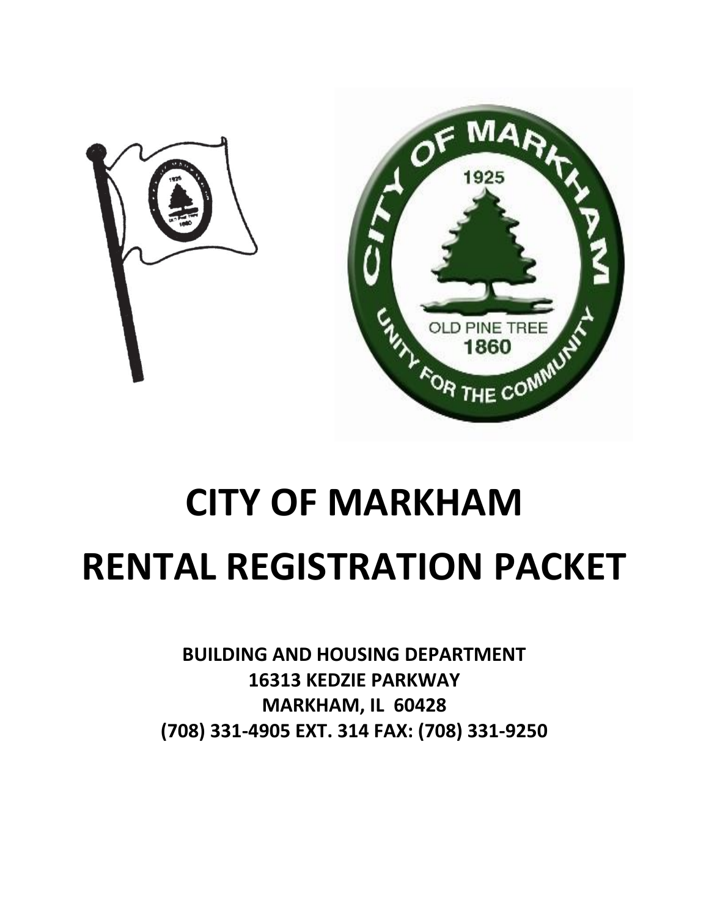# CITY OF MARKHAM

# RENTAL REGISTRATION PACKET

**BUILDING AND HOUSING DEPARTMENT**
**16313 KEDZIE PARKWAY**
**MARKHAM, IL 60428**
**(708) 331-4905 EXT. 314 FAX: (708) 331-9250**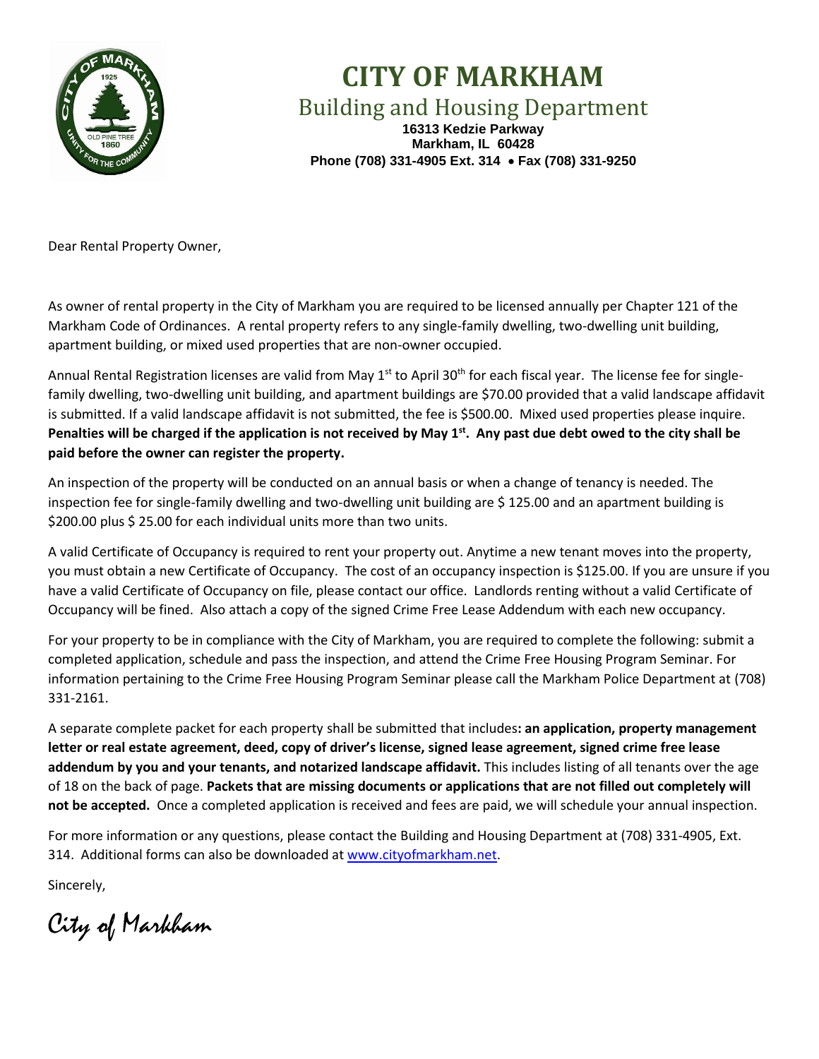# CITY OF MARKHAM

## Building and Housing Department

**16313 Kedzie Parkway**
**Markham, IL 60428**
**Phone (708) 331-4905 Ext. 314 • Fax (708) 331-9250**

Dear Rental Property Owner,

As owner of rental property in the City of Markham you are required to be licensed annually per Chapter 121 of the Markham Code of Ordinances. A rental property refers to any single-family dwelling, two-dwelling unit building, apartment building, or mixed used properties that are non-owner occupied.

Annual Rental Registration licenses are valid from May 1st to April 30th for each fiscal year. The license fee for single-family dwelling, two-dwelling unit building, and apartment buildings are $70.00 provided that a valid landscape affidavit is submitted. If a valid landscape affidavit is not submitted, the fee is $500.00. Mixed used properties please inquire. **Penalties will be charged if the application is not received by May 1st. Any past due debt owed to the city shall be paid before the owner can register the property.**

An inspection of the property will be conducted on an annual basis or when a change of tenancy is needed. The inspection fee for single-family dwelling and two-dwelling unit building are $ 125.00 and an apartment building is $200.00 plus $ 25.00 for each individual units more than two units.

A valid Certificate of Occupancy is required to rent your property out. Anytime a new tenant moves into the property, you must obtain a new Certificate of Occupancy. The cost of an occupancy inspection is $125.00. If you are unsure if you have a valid Certificate of Occupancy on file, please contact our office. Landlords renting without a valid Certificate of Occupancy will be fined. Also attach a copy of the signed Crime Free Lease Addendum with each new occupancy.

For your property to be in compliance with the City of Markham, you are required to complete the following: submit a completed application, schedule and pass the inspection, and attend the Crime Free Housing Program Seminar. For information pertaining to the Crime Free Housing Program Seminar please call the Markham Police Department at (708) 331-2161.

A separate complete packet for each property shall be submitted that includes**: an application, property management letter or real estate agreement, deed, copy of driver's license, signed lease agreement, signed crime free lease addendum by you and your tenants, and notarized landscape affidavit.** This includes listing of all tenants over the age of 18 on the back of page. **Packets that are missing documents or applications that are not filled out completely will not be accepted.** Once a completed application is received and fees are paid, we will schedule your annual inspection.

For more information or any questions, please contact the Building and Housing Department at (708) 331-4905, Ext. 314. Additional forms can also be downloaded at www.cityofmarkham.net.

Sincerely,

*City of Markham*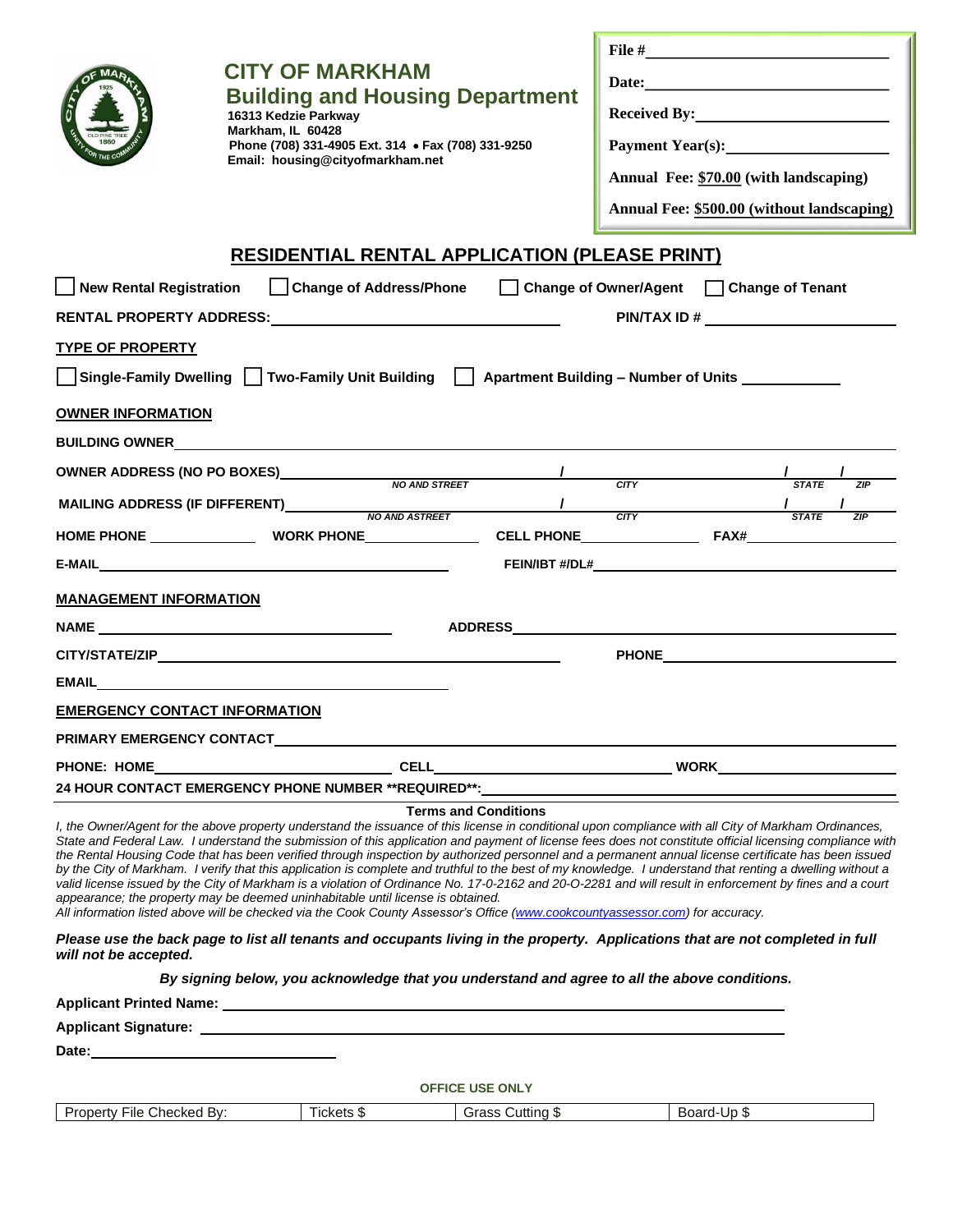## CITY OF MARKHAM

### Building and Housing Department

**16313 Kedzie Parkway**
**Markham, IL 60428**
**Phone (708) 331-4905 Ext. 314 • Fax (708) 331-9250**
**Email: housing@cityofmarkham.net**

**File #**\_\_\_\_\_\_\_\_\_\_\_\_\_\_\_\_\_\_\_\_

**Date:**\_\_\_\_\_\_\_\_\_\_\_\_\_\_\_\_\_\_\_\_

**Received By:**\_\_\_\_\_\_\_\_\_\_\_\_\_\_\_\_\_\_\_\_

**Payment Year(s):**\_\_\_\_\_\_\_\_\_\_\_\_\_\_\_\_\_\_\_\_

**Annual Fee: $70.00 (with landscaping)**

**Annual Fee: $500.00 (without landscaping)**

## RESIDENTIAL RENTAL APPLICATION (PLEASE PRINT)

☐ **New Rental Registration** ☐ **Change of Address/Phone** ☐ **Change of Owner/Agent** ☐ **Change of Tenant**

**RENTAL PROPERTY ADDRESS:**\_\_\_\_\_\_\_\_\_\_\_\_\_\_\_\_\_\_\_\_ **PIN/TAX ID #** \_\_\_\_\_\_\_\_\_\_\_\_\_\_\_\_\_\_\_\_

**TYPE OF PROPERTY**

☐ **Single-Family Dwelling** ☐ **Two-Family Unit Building** ☐ **Apartment Building – Number of Units** \_\_\_\_\_\_\_\_\_\_

**OWNER INFORMATION**

**BUILDING OWNER**\_\_\_\_\_\_\_\_\_\_\_\_\_\_\_\_\_\_\_\_

**OWNER ADDRESS (NO PO BOXES)**\_\_\_\_\_\_\_\_\_\_ / \_\_\_\_\_\_\_\_\_\_ / \_\_\_\_\_ / \_\_\_\_\_
NO AND STREET / CITY / STATE / ZIP

**MAILING ADDRESS (IF DIFFERENT)**\_\_\_\_\_\_\_\_\_\_ / \_\_\_\_\_\_\_\_\_\_ / \_\_\_\_\_ / \_\_\_\_\_
NO AND ASTREET / CITY / STATE / ZIP

**HOME PHONE** \_\_\_\_\_\_\_\_\_\_ **WORK PHONE**\_\_\_\_\_\_\_\_\_\_ **CELL PHONE**\_\_\_\_\_\_\_\_\_\_ **FAX#**\_\_\_\_\_\_\_\_\_\_

**E-MAIL**\_\_\_\_\_\_\_\_\_\_\_\_\_\_\_\_\_\_\_\_ **FEIN/IBT #/DL#**\_\_\_\_\_\_\_\_\_\_\_\_\_\_\_\_\_\_\_\_

**MANAGEMENT INFORMATION**

**NAME** \_\_\_\_\_\_\_\_\_\_\_\_\_\_\_\_\_\_\_\_ **ADDRESS**\_\_\_\_\_\_\_\_\_\_\_\_\_\_\_\_\_\_\_\_

**CITY/STATE/ZIP**\_\_\_\_\_\_\_\_\_\_\_\_\_\_\_\_\_\_\_\_ **PHONE**\_\_\_\_\_\_\_\_\_\_\_\_\_\_\_\_\_\_\_\_

**EMAIL**\_\_\_\_\_\_\_\_\_\_\_\_\_\_\_\_\_\_\_\_

**EMERGENCY CONTACT INFORMATION**

**PRIMARY EMERGENCY CONTACT**\_\_\_\_\_\_\_\_\_\_\_\_\_\_\_\_\_\_\_\_

**PHONE: HOME**\_\_\_\_\_\_\_\_\_\_ **CELL**\_\_\_\_\_\_\_\_\_\_ **WORK**\_\_\_\_\_\_\_\_\_\_

**24 HOUR CONTACT EMERGENCY PHONE NUMBER \*\*REQUIRED\*\*:**\_\_\_\_\_\_\_\_\_\_\_\_\_\_\_\_\_\_\_\_

**Terms and Conditions**

*I, the Owner/Agent for the above property understand the issuance of this license in conditional upon compliance with all City of Markham Ordinances, State and Federal Law. I understand the submission of this application and payment of license fees does not constitute official licensing compliance with the Rental Housing Code that has been verified through inspection by authorized personnel and a permanent annual license certificate has been issued by the City of Markham. I verify that this application is complete and truthful to the best of my knowledge. I understand that renting a dwelling without a valid license issued by the City of Markham is a violation of Ordinance No. 17-0-2162 and 20-O-2281 and will result in enforcement by fines and a court appearance; the property may be deemed uninhabitable until license is obtained.*
*All information listed above will be checked via the Cook County Assessor's Office (www.cookcountyassessor.com) for accuracy.*

***Please use the back page to list all tenants and occupants living in the property. Applications that are not completed in full will not be accepted.***

***By signing below, you acknowledge that you understand and agree to all the above conditions.***

**Applicant Printed Name:** \_\_\_\_\_\_\_\_\_\_\_\_\_\_\_\_\_\_\_\_

**Applicant Signature:** \_\_\_\_\_\_\_\_\_\_\_\_\_\_\_\_\_\_\_\_

**Date:**\_\_\_\_\_\_\_\_\_\_\_\_\_\_\_\_\_\_\_\_

**OFFICE USE ONLY**

| Property File Checked By: | Tickets $ | Grass Cutting $ | Board-Up $ |
|---|---|---|---|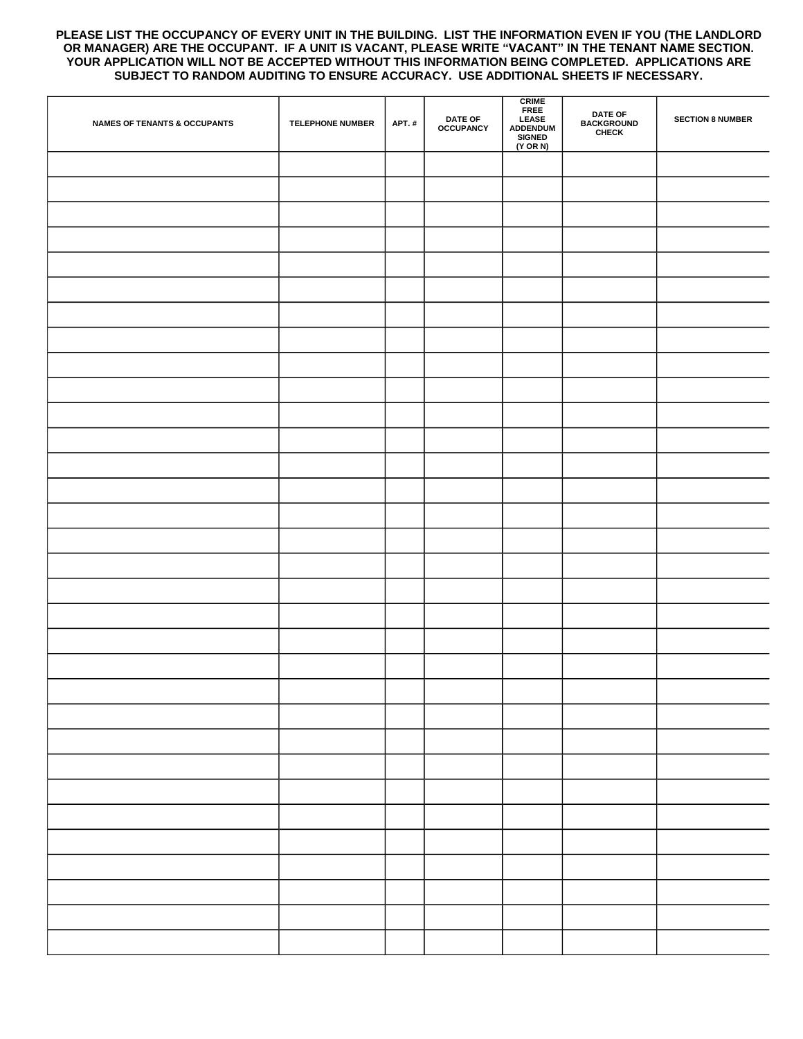**PLEASE LIST THE OCCUPANCY OF EVERY UNIT IN THE BUILDING. LIST THE INFORMATION EVEN IF YOU (THE LANDLORD OR MANAGER) ARE THE OCCUPANT. IF A UNIT IS VACANT, PLEASE WRITE "VACANT" IN THE TENANT NAME SECTION. YOUR APPLICATION WILL NOT BE ACCEPTED WITHOUT THIS INFORMATION BEING COMPLETED. APPLICATIONS ARE SUBJECT TO RANDOM AUDITING TO ENSURE ACCURACY. USE ADDITIONAL SHEETS IF NECESSARY.**

| NAMES OF TENANTS & OCCUPANTS | TELEPHONE NUMBER | APT. # | DATE OF OCCUPANCY | CRIME FREE LEASE ADDENDUM SIGNED (Y OR N) | DATE OF BACKGROUND CHECK | SECTION 8 NUMBER |
|---|---|---|---|---|---|---|
| | | | | | | |
| | | | | | | |
| | | | | | | |
| | | | | | | |
| | | | | | | |
| | | | | | | |
| | | | | | | |
| | | | | | | |
| | | | | | | |
| | | | | | | |
| | | | | | | |
| | | | | | | |
| | | | | | | |
| | | | | | | |
| | | | | | | |
| | | | | | | |
| | | | | | | |
| | | | | | | |
| | | | | | | |
| | | | | | | |
| | | | | | | |
| | | | | | | |
| | | | | | | |
| | | | | | | |
| | | | | | | |
| | | | | | | |
| | | | | | | |
| | | | | | | |
| | | | | | | |
| | | | | | | |
| | | | | | | |
| | | | | | | |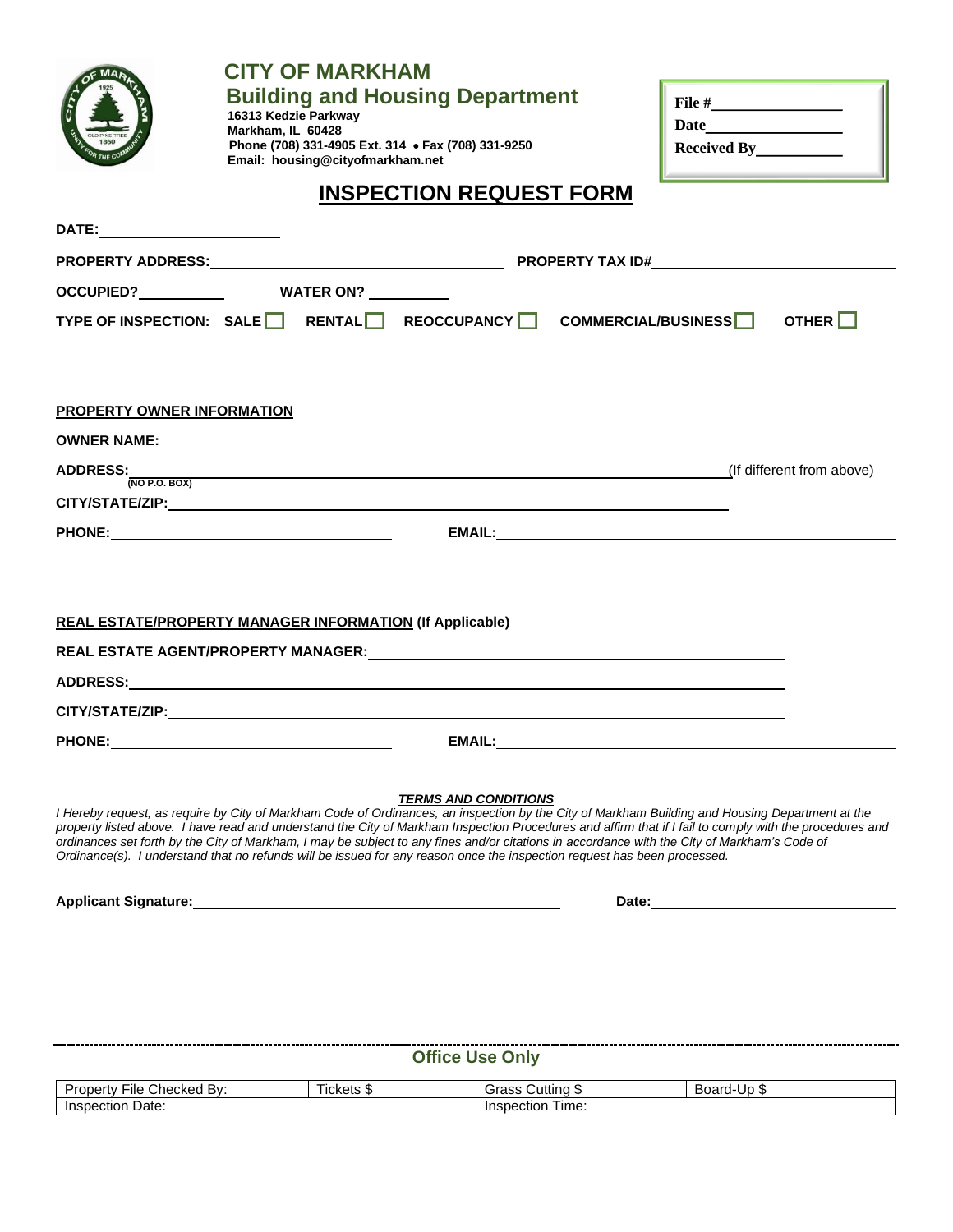# CITY OF MARKHAM

## Building and Housing Department

**16313 Kedzie Parkway**
**Markham, IL 60428**
**Phone (708) 331-4905 Ext. 314 • Fax (708) 331-9250**
**Email: housing@cityofmarkham.net**

**File #**\_\_\_\_\_\_\_\_\_\_\_\_\_\_\_
**Date**\_\_\_\_\_\_\_\_\_\_\_\_\_\_\_
**Received By**\_\_\_\_\_\_\_\_\_\_

## INSPECTION REQUEST FORM

**DATE:**\_\_\_\_\_\_\_\_\_\_\_\_\_\_\_\_\_\_\_\_

**PROPERTY ADDRESS:**\_\_\_\_\_\_\_\_\_\_\_\_\_\_\_\_\_\_\_\_\_\_\_\_\_\_\_\_\_\_ **PROPERTY TAX ID#**\_\_\_\_\_\_\_\_\_\_\_\_\_\_\_\_\_\_\_\_\_\_\_\_\_\_

**OCCUPIED?**\_\_\_\_\_\_\_\_\_\_ **WATER ON?** \_\_\_\_\_\_\_\_\_\_

**TYPE OF INSPECTION:** **SALE** ☐ **RENTAL** ☐ **REOCCUPANCY** ☐ **COMMERCIAL/BUSINESS** ☐ **OTHER** ☐

**PROPERTY OWNER INFORMATION**

**OWNER NAME:**\_\_\_\_\_\_\_\_\_\_\_\_\_\_\_\_\_\_\_\_\_\_\_\_\_\_\_\_\_\_\_\_\_\_\_\_\_\_\_\_\_\_\_\_\_\_\_\_\_\_\_\_\_\_\_\_\_\_\_\_\_\_\_\_\_\_

**ADDRESS:**\_\_\_\_\_\_\_\_\_\_\_\_\_\_\_\_\_\_\_\_\_\_\_\_\_\_\_\_\_\_\_\_\_\_\_\_\_\_\_\_\_\_\_\_\_\_\_\_\_\_\_\_\_\_\_\_\_\_\_\_\_\_\_\_\_\_\_(If different from above)
**(NO P.O. BOX)**

**CITY/STATE/ZIP:**\_\_\_\_\_\_\_\_\_\_\_\_\_\_\_\_\_\_\_\_\_\_\_\_\_\_\_\_\_\_\_\_\_\_\_\_\_\_\_\_\_\_\_\_\_\_\_\_\_\_\_\_\_\_\_\_\_\_\_\_\_\_

**PHONE:**\_\_\_\_\_\_\_\_\_\_\_\_\_\_\_\_\_\_\_\_\_\_\_\_\_\_\_\_\_ **EMAIL:**\_\_\_\_\_\_\_\_\_\_\_\_\_\_\_\_\_\_\_\_\_\_\_\_\_\_\_\_\_\_\_\_\_\_\_\_\_\_\_\_

**REAL ESTATE/PROPERTY MANAGER INFORMATION (If Applicable)**

**REAL ESTATE AGENT/PROPERTY MANAGER:**\_\_\_\_\_\_\_\_\_\_\_\_\_\_\_\_\_\_\_\_\_\_\_\_\_\_\_\_\_\_\_\_\_\_\_\_\_\_\_\_\_\_

**ADDRESS:**\_\_\_\_\_\_\_\_\_\_\_\_\_\_\_\_\_\_\_\_\_\_\_\_\_\_\_\_\_\_\_\_\_\_\_\_\_\_\_\_\_\_\_\_\_\_\_\_\_\_\_\_\_\_\_\_\_\_\_\_\_\_\_\_\_\_\_\_\_\_

**CITY/STATE/ZIP:**\_\_\_\_\_\_\_\_\_\_\_\_\_\_\_\_\_\_\_\_\_\_\_\_\_\_\_\_\_\_\_\_\_\_\_\_\_\_\_\_\_\_\_\_\_\_\_\_\_\_\_\_\_\_\_\_\_\_\_\_\_\_\_

**PHONE:**\_\_\_\_\_\_\_\_\_\_\_\_\_\_\_\_\_\_\_\_\_\_\_\_\_\_\_\_\_ **EMAIL:**\_\_\_\_\_\_\_\_\_\_\_\_\_\_\_\_\_\_\_\_\_\_\_\_\_\_\_\_\_\_\_\_\_\_\_\_\_\_\_\_

***TERMS AND CONDITIONS***

*I Hereby request, as require by City of Markham Code of Ordinances, an inspection by the City of Markham Building and Housing Department at the property listed above. I have read and understand the City of Markham Inspection Procedures and affirm that if I fail to comply with the procedures and ordinances set forth by the City of Markham, I may be subject to any fines and/or citations in accordance with the City of Markham's Code of Ordinance(s). I understand that no refunds will be issued for any reason once the inspection request has been processed.*

**Applicant Signature:**\_\_\_\_\_\_\_\_\_\_\_\_\_\_\_\_\_\_\_\_\_\_\_\_\_\_\_\_\_\_\_\_\_\_\_\_\_\_\_\_ **Date:**\_\_\_\_\_\_\_\_\_\_\_\_\_\_\_\_\_\_\_\_\_\_\_\_\_\_\_

---

### Office Use Only

| Property File Checked By: | Tickets $ | Grass Cutting $ | Board-Up $ |
|---|---|---|---|
| Inspection Date: | | Inspection Time: | |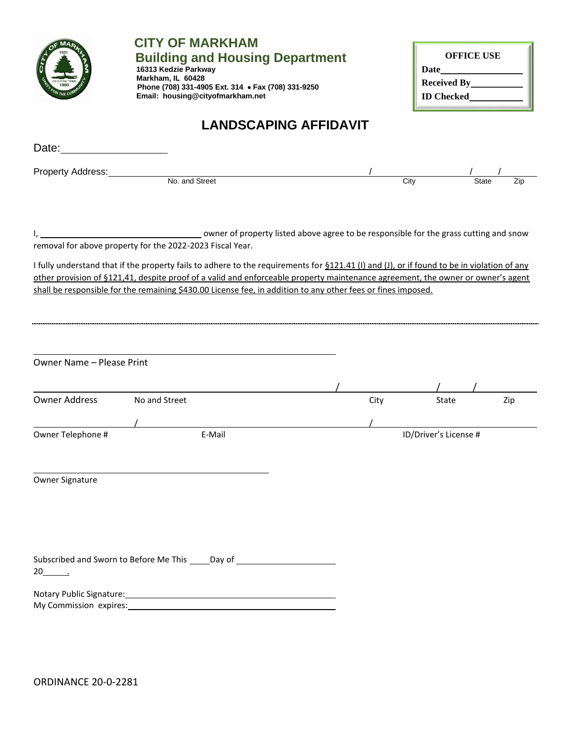**CITY OF MARKHAM**
**Building and Housing Department**
16313 Kedzie Parkway
Markham, IL 60428
Phone (708) 331-4905 Ext. 314 • Fax (708) 331-9250
Email: housing@cityofmarkham.net

| OFFICE USE |
|---|
| Date___________ |
| Received By___________ |
| ID Checked___________ |

# LANDSCAPING AFFIDAVIT

Date: ____________________

Property Address: ______________________________ / ____________ / ______ / ______
No. and Street / City / State / Zip

I, ______________________________ owner of property listed above agree to be responsible for the grass cutting and snow removal for above property for the 2022-2023 Fiscal Year.

I fully understand that if the property fails to adhere to the requirements for <u>§121.41 (I) and (J), or if found to be in violation of any other provision of §121,41, despite proof of a valid and enforceable property maintenance agreement, the owner or owner's agent shall be responsible for the remaining $430.00 License fee, in addition to any other fees or fines imposed.</u>

---

______________________________
Owner Name – Please Print

______________________________ / ____________ / ______ / ______
Owner Address — No and Street / City / State / Zip

____________ / ______________________________ / ____________
Owner Telephone # / E-Mail / ID/Driver's License #

______________________________
Owner Signature

Subscribed and Sworn to Before Me This _____ Day of ____________________
20_____.

Notary Public Signature: ______________________________
My Commission expires: ______________________________

ORDINANCE 20-0-2281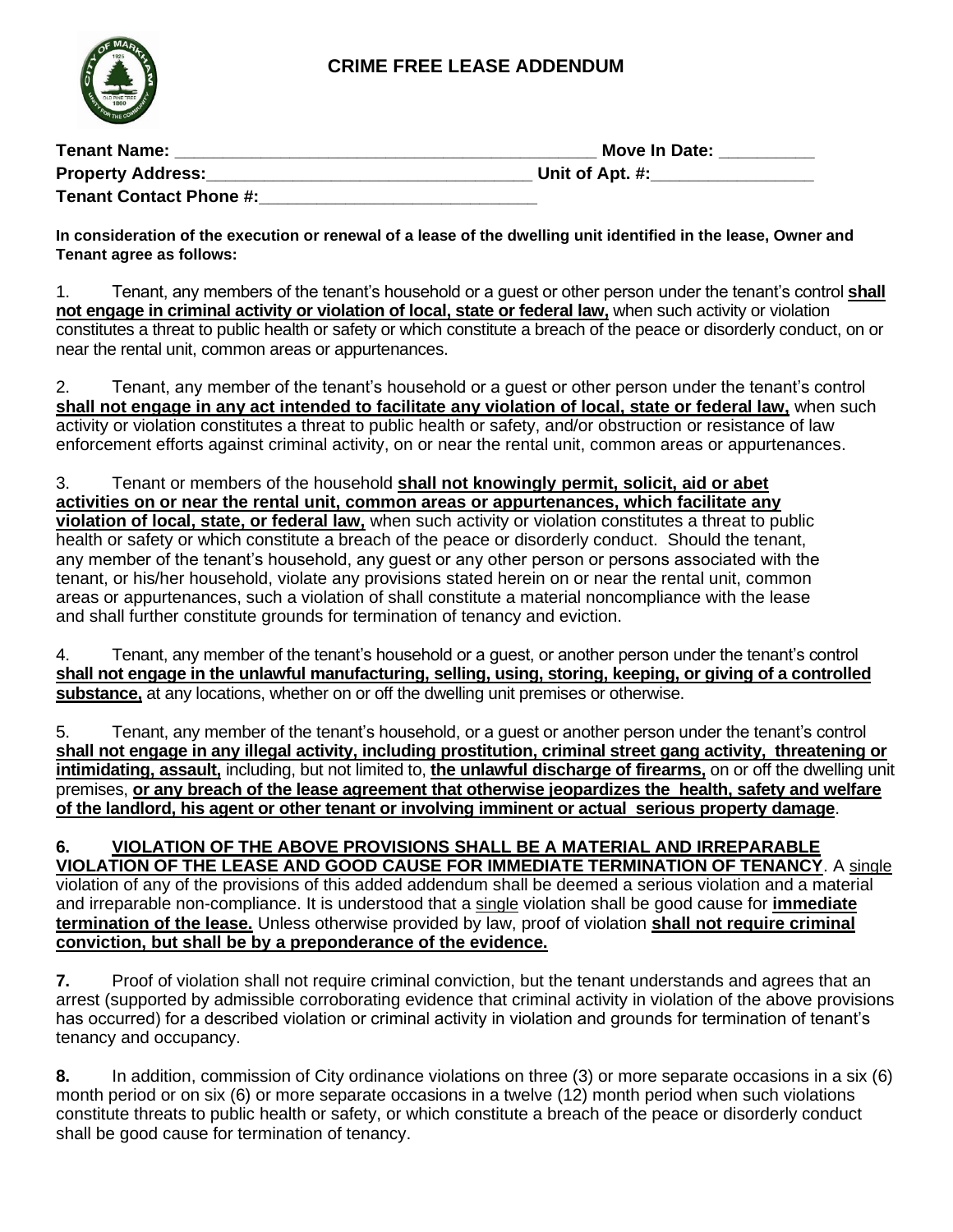# CRIME FREE LEASE ADDENDUM

**Tenant Name:** ____________________________________________ **Move In Date:** __________
**Property Address:**_________________________________ **Unit of Apt. #:**________________
**Tenant Contact Phone #:**_____________________________

**In consideration of the execution or renewal of a lease of the dwelling unit identified in the lease, Owner and Tenant agree as follows:**

1. Tenant, any members of the tenant's household or a guest or other person under the tenant's control **shall not engage in criminal activity or violation of local, state or federal law,** when such activity or violation constitutes a threat to public health or safety or which constitute a breach of the peace or disorderly conduct, on or near the rental unit, common areas or appurtenances.

2. Tenant, any member of the tenant's household or a guest or other person under the tenant's control **shall not engage in any act intended to facilitate any violation of local, state or federal law,** when such activity or violation constitutes a threat to public health or safety, and/or obstruction or resistance of law enforcement efforts against criminal activity, on or near the rental unit, common areas or appurtenances.

3. Tenant or members of the household **shall not knowingly permit, solicit, aid or abet activities on or near the rental unit, common areas or appurtenances, which facilitate any violation of local, state, or federal law,** when such activity or violation constitutes a threat to public health or safety or which constitute a breach of the peace or disorderly conduct. Should the tenant, any member of the tenant's household, any guest or any other person or persons associated with the tenant, or his/her household, violate any provisions stated herein on or near the rental unit, common areas or appurtenances, such a violation of shall constitute a material noncompliance with the lease and shall further constitute grounds for termination of tenancy and eviction.

4. Tenant, any member of the tenant's household or a guest, or another person under the tenant's control **shall not engage in the unlawful manufacturing, selling, using, storing, keeping, or giving of a controlled substance,** at any locations, whether on or off the dwelling unit premises or otherwise.

5. Tenant, any member of the tenant's household, or a guest or another person under the tenant's control **shall not engage in any illegal activity, including prostitution, criminal street gang activity, threatening or intimidating, assault,** including, but not limited to, **the unlawful discharge of firearms,** on or off the dwelling unit premises, **or any breach of the lease agreement that otherwise jeopardizes the health, safety and welfare of the landlord, his agent or other tenant or involving imminent or actual serious property damage**.

**6. VIOLATION OF THE ABOVE PROVISIONS SHALL BE A MATERIAL AND IRREPARABLE VIOLATION OF THE LEASE AND GOOD CAUSE FOR IMMEDIATE TERMINATION OF TENANCY**. A single violation of any of the provisions of this added addendum shall be deemed a serious violation and a material and irreparable non-compliance. It is understood that a single violation shall be good cause for **immediate termination of the lease.** Unless otherwise provided by law, proof of violation **shall not require criminal conviction, but shall be by a preponderance of the evidence.**

**7.** Proof of violation shall not require criminal conviction, but the tenant understands and agrees that an arrest (supported by admissible corroborating evidence that criminal activity in violation of the above provisions has occurred) for a described violation or criminal activity in violation and grounds for termination of tenant's tenancy and occupancy.

**8.** In addition, commission of City ordinance violations on three (3) or more separate occasions in a six (6) month period or on six (6) or more separate occasions in a twelve (12) month period when such violations constitute threats to public health or safety, or which constitute a breach of the peace or disorderly conduct shall be good cause for termination of tenancy.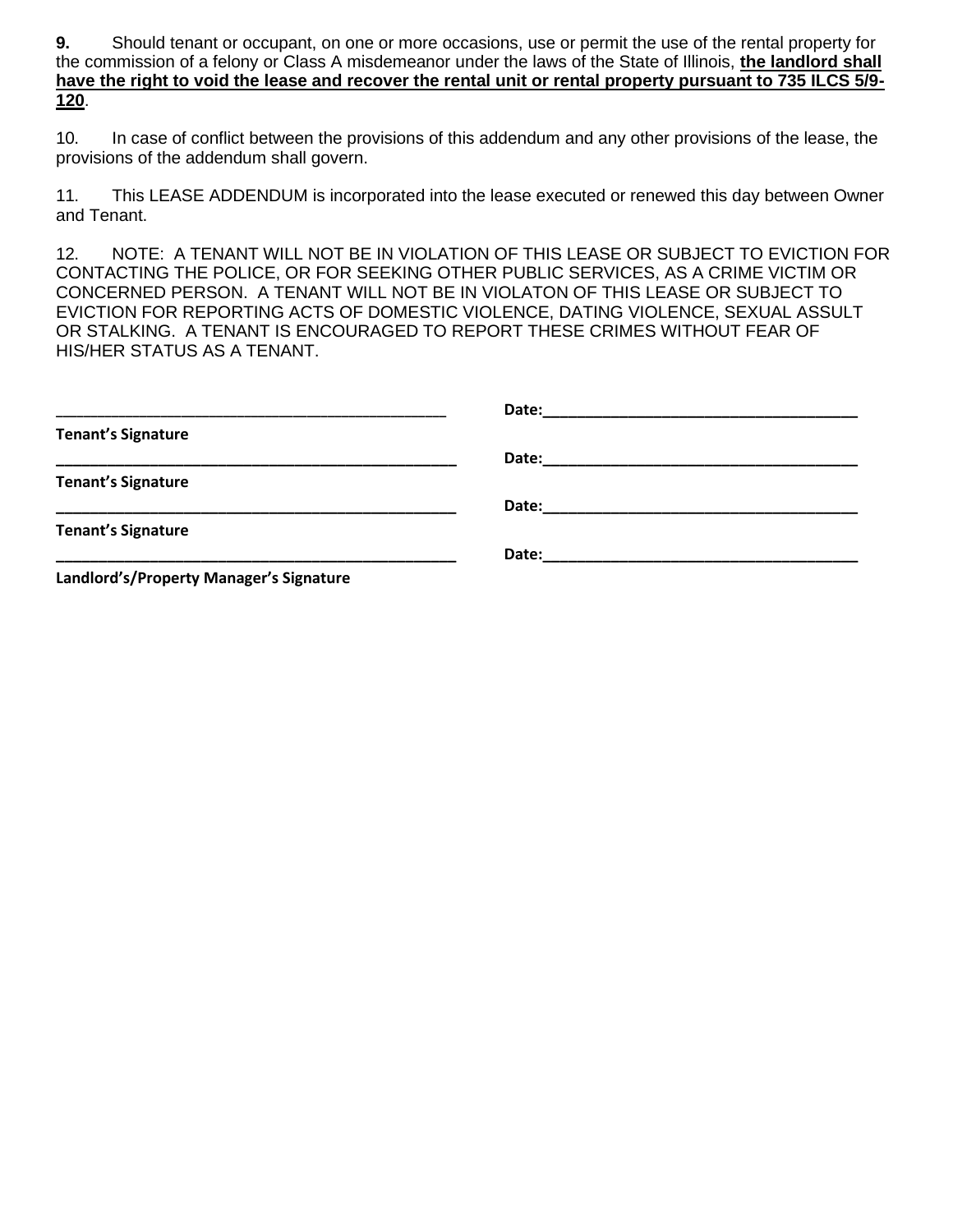**9.** Should tenant or occupant, on one or more occasions, use or permit the use of the rental property for the commission of a felony or Class A misdemeanor under the laws of the State of Illinois, **the landlord shall have the right to void the lease and recover the rental unit or rental property pursuant to 735 ILCS 5/9-120**.

10. In case of conflict between the provisions of this addendum and any other provisions of the lease, the provisions of the addendum shall govern.

11. This LEASE ADDENDUM is incorporated into the lease executed or renewed this day between Owner and Tenant.

12. NOTE: A TENANT WILL NOT BE IN VIOLATION OF THIS LEASE OR SUBJECT TO EVICTION FOR CONTACTING THE POLICE, OR FOR SEEKING OTHER PUBLIC SERVICES, AS A CRIME VICTIM OR CONCERNED PERSON. A TENANT WILL NOT BE IN VIOLATON OF THIS LEASE OR SUBJECT TO EVICTION FOR REPORTING ACTS OF DOMESTIC VIOLENCE, DATING VIOLENCE, SEXUAL ASSULT OR STALKING. A TENANT IS ENCOURAGED TO REPORT THESE CRIMES WITHOUT FEAR OF HIS/HER STATUS AS A TENANT.

\_\_\_\_\_\_\_\_\_\_\_\_\_\_\_\_\_\_\_\_\_\_\_\_\_\_\_\_\_\_\_\_\_\_\_\_\_\_\_\_\_\_\_\_ **Date:**\_\_\_\_\_\_\_\_\_\_\_\_\_\_\_\_\_\_\_\_\_\_\_\_\_\_\_\_\_\_\_\_\_\_\_\_

**Tenant's Signature**

\_\_\_\_\_\_\_\_\_\_\_\_\_\_\_\_\_\_\_\_\_\_\_\_\_\_\_\_\_\_\_\_\_\_\_\_\_\_\_\_\_\_\_\_ **Date:**\_\_\_\_\_\_\_\_\_\_\_\_\_\_\_\_\_\_\_\_\_\_\_\_\_\_\_\_\_\_\_\_\_\_\_\_

**Tenant's Signature**

\_\_\_\_\_\_\_\_\_\_\_\_\_\_\_\_\_\_\_\_\_\_\_\_\_\_\_\_\_\_\_\_\_\_\_\_\_\_\_\_\_\_\_\_ **Date:**\_\_\_\_\_\_\_\_\_\_\_\_\_\_\_\_\_\_\_\_\_\_\_\_\_\_\_\_\_\_\_\_\_\_\_\_

**Tenant's Signature**

\_\_\_\_\_\_\_\_\_\_\_\_\_\_\_\_\_\_\_\_\_\_\_\_\_\_\_\_\_\_\_\_\_\_\_\_\_\_\_\_\_\_\_\_ **Date:**\_\_\_\_\_\_\_\_\_\_\_\_\_\_\_\_\_\_\_\_\_\_\_\_\_\_\_\_\_\_\_\_\_\_\_\_

**Landlord's/Property Manager's Signature**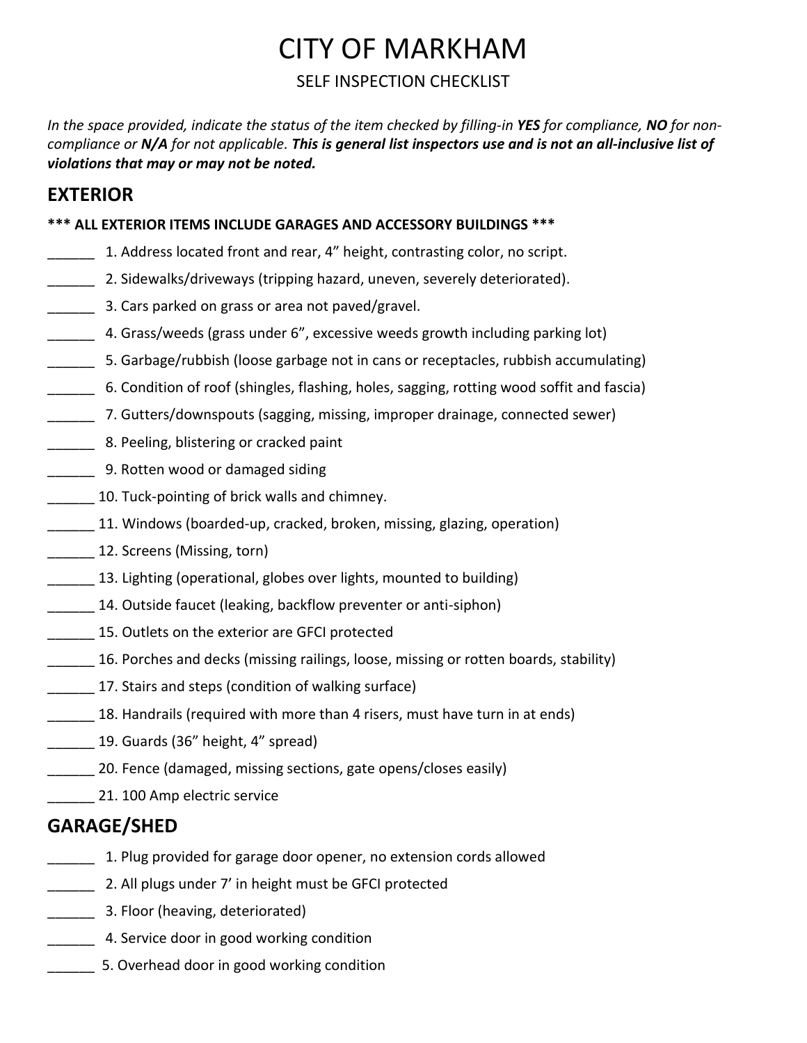# CITY OF MARKHAM

SELF INSPECTION CHECKLIST

*In the space provided, indicate the status of the item checked by filling-in* ***YES*** *for compliance,* ***NO*** *for non-compliance or* ***N/A*** *for not applicable.* ***This is general list inspectors use and is not an all-inclusive list of violations that may or may not be noted.***

## EXTERIOR

**\*\*\* ALL EXTERIOR ITEMS INCLUDE GARAGES AND ACCESSORY BUILDINGS \*\*\***

______ 1. Address located front and rear, 4” height, contrasting color, no script.

______ 2. Sidewalks/driveways (tripping hazard, uneven, severely deteriorated).

______ 3. Cars parked on grass or area not paved/gravel.

______ 4. Grass/weeds (grass under 6”, excessive weeds growth including parking lot)

______ 5. Garbage/rubbish (loose garbage not in cans or receptacles, rubbish accumulating)

______ 6. Condition of roof (shingles, flashing, holes, sagging, rotting wood soffit and fascia)

______ 7. Gutters/downspouts (sagging, missing, improper drainage, connected sewer)

______ 8. Peeling, blistering or cracked paint

______ 9. Rotten wood or damaged siding

______ 10. Tuck-pointing of brick walls and chimney.

______ 11. Windows (boarded-up, cracked, broken, missing, glazing, operation)

______ 12. Screens (Missing, torn)

______ 13. Lighting (operational, globes over lights, mounted to building)

______ 14. Outside faucet (leaking, backflow preventer or anti-siphon)

______ 15. Outlets on the exterior are GFCI protected

______ 16. Porches and decks (missing railings, loose, missing or rotten boards, stability)

______ 17. Stairs and steps (condition of walking surface)

______ 18. Handrails (required with more than 4 risers, must have turn in at ends)

______ 19. Guards (36” height, 4” spread)

______ 20. Fence (damaged, missing sections, gate opens/closes easily)

______ 21. 100 Amp electric service

## GARAGE/SHED

______ 1. Plug provided for garage door opener, no extension cords allowed

______ 2. All plugs under 7’ in height must be GFCI protected

______ 3. Floor (heaving, deteriorated)

______ 4. Service door in good working condition

______ 5. Overhead door in good working condition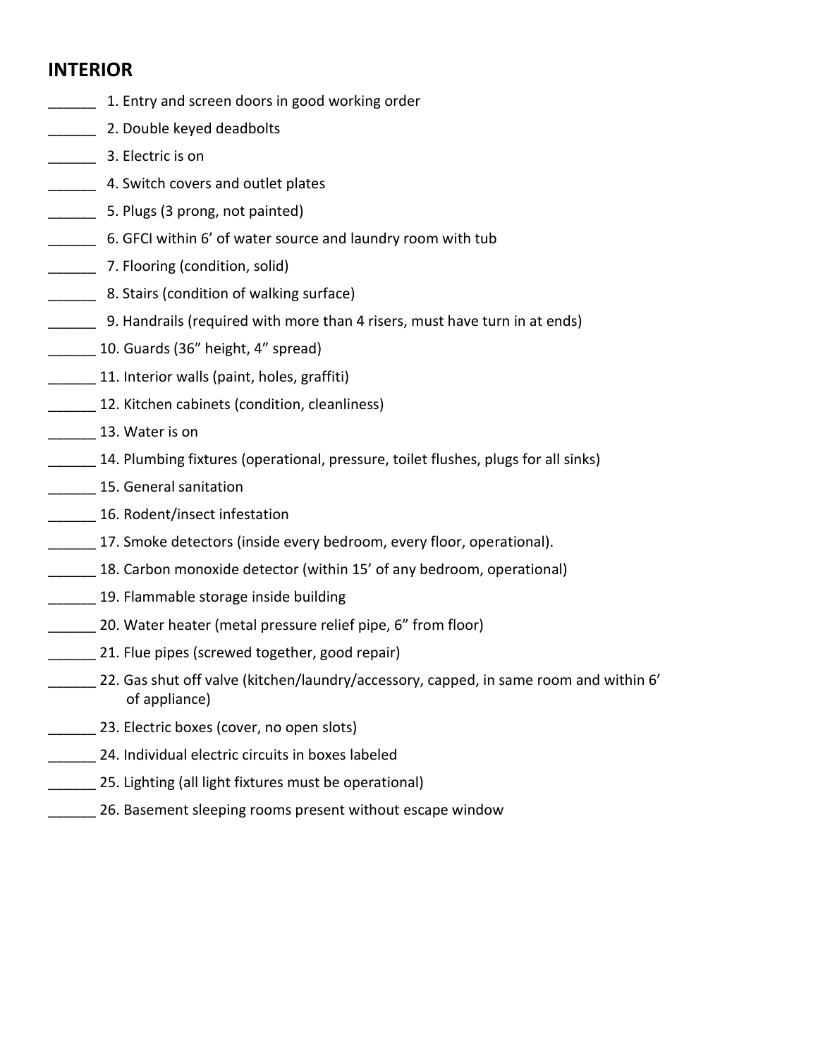## INTERIOR

______ 1. Entry and screen doors in good working order

______ 2. Double keyed deadbolts

______ 3. Electric is on

______ 4. Switch covers and outlet plates

______ 5. Plugs (3 prong, not painted)

______ 6. GFCI within 6' of water source and laundry room with tub

______ 7. Flooring (condition, solid)

______ 8. Stairs (condition of walking surface)

______ 9. Handrails (required with more than 4 risers, must have turn in at ends)

______ 10. Guards (36" height, 4" spread)

______ 11. Interior walls (paint, holes, graffiti)

______ 12. Kitchen cabinets (condition, cleanliness)

______ 13. Water is on

______ 14. Plumbing fixtures (operational, pressure, toilet flushes, plugs for all sinks)

______ 15. General sanitation

______ 16. Rodent/insect infestation

______ 17. Smoke detectors (inside every bedroom, every floor, operational).

______ 18. Carbon monoxide detector (within 15' of any bedroom, operational)

______ 19. Flammable storage inside building

______ 20. Water heater (metal pressure relief pipe, 6" from floor)

______ 21. Flue pipes (screwed together, good repair)

______ 22. Gas shut off valve (kitchen/laundry/accessory, capped, in same room and within 6' of appliance)

______ 23. Electric boxes (cover, no open slots)

______ 24. Individual electric circuits in boxes labeled

______ 25. Lighting (all light fixtures must be operational)

______ 26. Basement sleeping rooms present without escape window